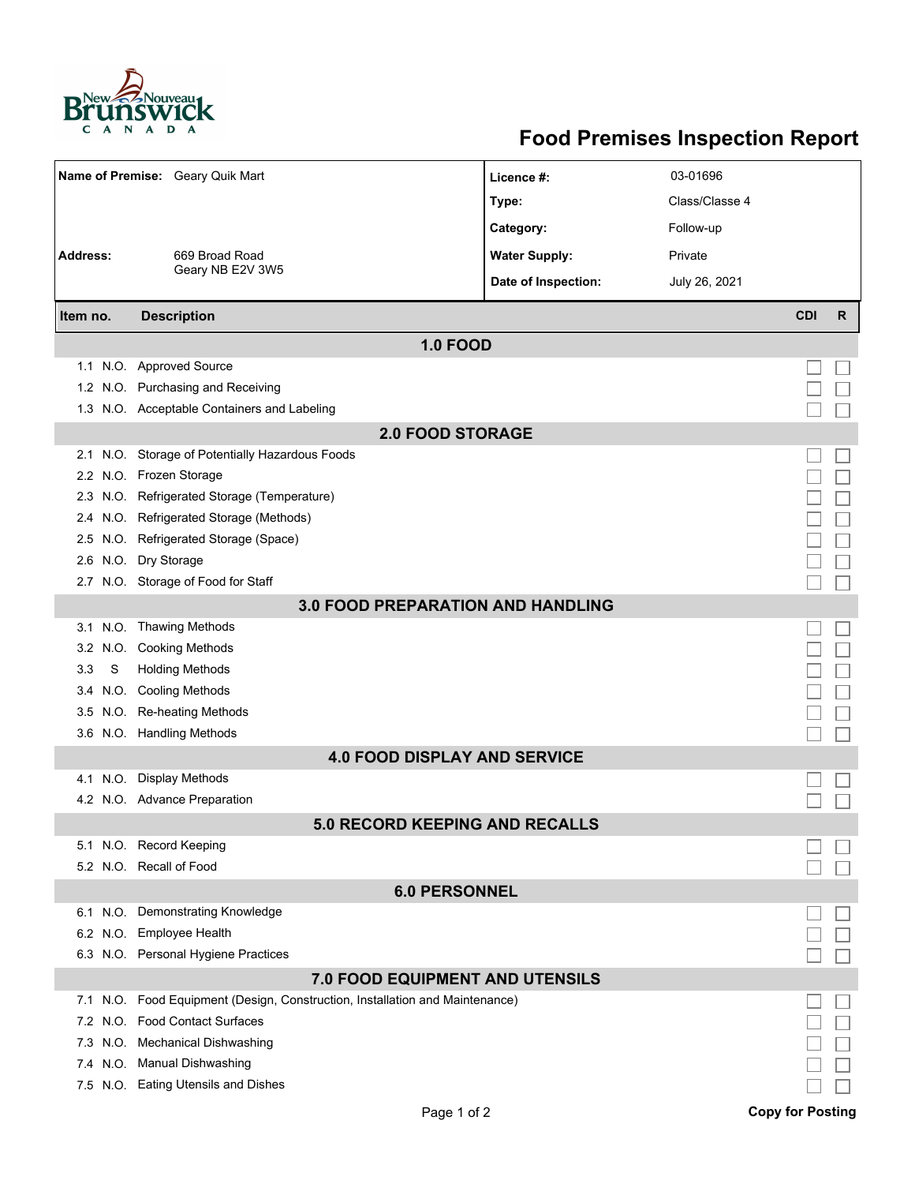# Food Premises Inspection Report

| | | | |
|---|---|---|---|
| **Name of Premise:** | Geary Quik Mart | **Licence #:** | 03-01696 |
| | | **Type:** | Class/Classe 4 |
| | | **Category:** | Follow-up |
| **Address:** | 669 Broad Road<br>Geary NB E2V 3W5 | **Water Supply:** | Private |
| | | **Date of Inspection:** | July 26, 2021 |

| Item no. | | Description | CDI | R |
|---|---|---|---|---|
| **1.0 FOOD** | | | | |
| 1.1 | N.O. | Approved Source | ☐ | ☐ |
| 1.2 | N.O. | Purchasing and Receiving | ☐ | ☐ |
| 1.3 | N.O. | Acceptable Containers and Labeling | ☐ | ☐ |
| **2.0 FOOD STORAGE** | | | | |
| 2.1 | N.O. | Storage of Potentially Hazardous Foods | ☐ | ☐ |
| 2.2 | N.O. | Frozen Storage | ☐ | ☐ |
| 2.3 | N.O. | Refrigerated Storage (Temperature) | ☐ | ☐ |
| 2.4 | N.O. | Refrigerated Storage (Methods) | ☐ | ☐ |
| 2.5 | N.O. | Refrigerated Storage (Space) | ☐ | ☐ |
| 2.6 | N.O. | Dry Storage | ☐ | ☐ |
| 2.7 | N.O. | Storage of Food for Staff | ☐ | ☐ |
| **3.0 FOOD PREPARATION AND HANDLING** | | | | |
| 3.1 | N.O. | Thawing Methods | ☐ | ☐ |
| 3.2 | N.O. | Cooking Methods | ☐ | ☐ |
| 3.3 | S | Holding Methods | ☐ | ☐ |
| 3.4 | N.O. | Cooling Methods | ☐ | ☐ |
| 3.5 | N.O. | Re-heating Methods | ☐ | ☐ |
| 3.6 | N.O. | Handling Methods | ☐ | ☐ |
| **4.0 FOOD DISPLAY AND SERVICE** | | | | |
| 4.1 | N.O. | Display Methods | ☐ | ☐ |
| 4.2 | N.O. | Advance Preparation | ☐ | ☐ |
| **5.0 RECORD KEEPING AND RECALLS** | | | | |
| 5.1 | N.O. | Record Keeping | ☐ | ☐ |
| 5.2 | N.O. | Recall of Food | ☐ | ☐ |
| **6.0 PERSONNEL** | | | | |
| 6.1 | N.O. | Demonstrating Knowledge | ☐ | ☐ |
| 6.2 | N.O. | Employee Health | ☐ | ☐ |
| 6.3 | N.O. | Personal Hygiene Practices | ☐ | ☐ |
| **7.0 FOOD EQUIPMENT AND UTENSILS** | | | | |
| 7.1 | N.O. | Food Equipment (Design, Construction, Installation and Maintenance) | ☐ | ☐ |
| 7.2 | N.O. | Food Contact Surfaces | ☐ | ☐ |
| 7.3 | N.O. | Mechanical Dishwashing | ☐ | ☐ |
| 7.4 | N.O. | Manual Dishwashing | ☐ | ☐ |
| 7.5 | N.O. | Eating Utensils and Dishes | ☐ | ☐ |

**Copy for Posting**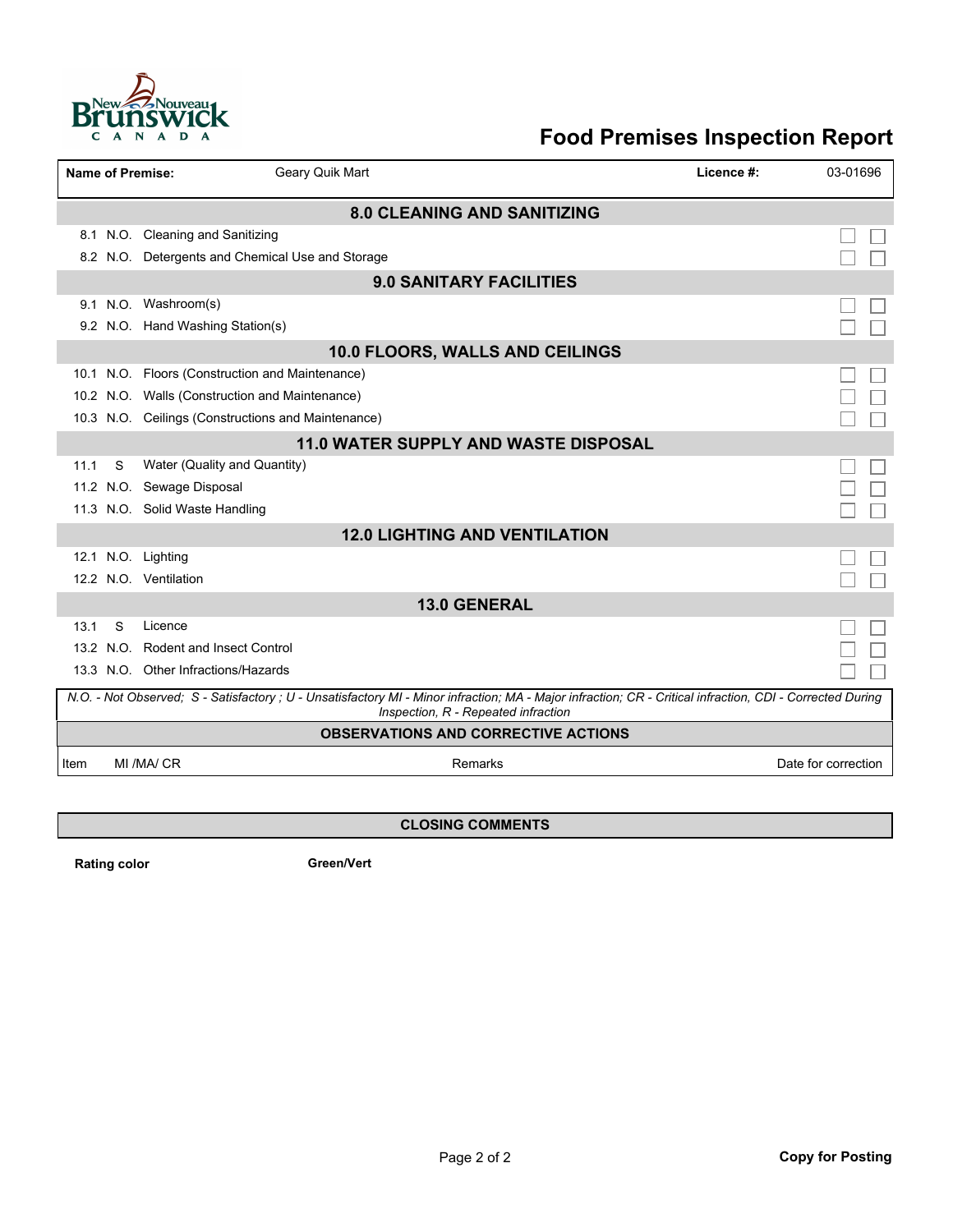# Food Premises Inspection Report

| Name of Premise: | Geary Quik Mart | Licence #: | 03-01696 |
|---|---|---|---|

## 8.0 CLEANING AND SANITIZING

| | | | | |
|---|---|---|---|---|
| 8.1 | N.O. | Cleaning and Sanitizing | ☐ | ☐ |
| 8.2 | N.O. | Detergents and Chemical Use and Storage | ☐ | ☐ |

## 9.0 SANITARY FACILITIES

| | | | | |
|---|---|---|---|---|
| 9.1 | N.O. | Washroom(s) | ☐ | ☐ |
| 9.2 | N.O. | Hand Washing Station(s) | ☐ | ☐ |

## 10.0 FLOORS, WALLS AND CEILINGS

| | | | | |
|---|---|---|---|---|
| 10.1 | N.O. | Floors (Construction and Maintenance) | ☐ | ☐ |
| 10.2 | N.O. | Walls (Construction and Maintenance) | ☐ | ☐ |
| 10.3 | N.O. | Ceilings (Constructions and Maintenance) | ☐ | ☐ |

## 11.0 WATER SUPPLY AND WASTE DISPOSAL

| | | | | |
|---|---|---|---|---|
| 11.1 | S | Water (Quality and Quantity) | ☐ | ☐ |
| 11.2 | N.O. | Sewage Disposal | ☐ | ☐ |
| 11.3 | N.O. | Solid Waste Handling | ☐ | ☐ |

## 12.0 LIGHTING AND VENTILATION

| | | | | |
|---|---|---|---|---|
| 12.1 | N.O. | Lighting | ☐ | ☐ |
| 12.2 | N.O. | Ventilation | ☐ | ☐ |

## 13.0 GENERAL

| | | | | |
|---|---|---|---|---|
| 13.1 | S | Licence | ☐ | ☐ |
| 13.2 | N.O. | Rodent and Insect Control | ☐ | ☐ |
| 13.3 | N.O. | Other Infractions/Hazards | ☐ | ☐ |

*N.O. - Not Observed; S - Satisfactory ; U - Unsatisfactory MI - Minor infraction; MA - Major infraction; CR - Critical infraction, CDI - Corrected During Inspection, R - Repeated infraction*

## OBSERVATIONS AND CORRECTIVE ACTIONS

| Item | MI /MA/ CR | Remarks | Date for correction |
|---|---|---|---|

## CLOSING COMMENTS

**Rating color** **Green/Vert**

**Copy for Posting**